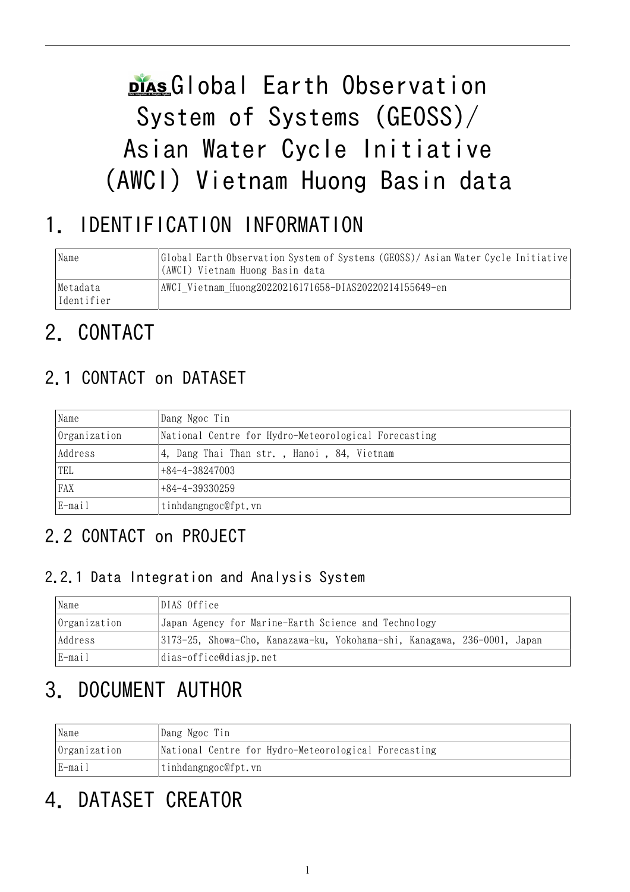# Global Earth Observation System of Systems (GEOSS)/ Asian Water Cycle Initiative (AWCI) Vietnam Huong Basin data

## 1. IDENTIFICATION INFORMATION

| | |
|---|---|
| Name | Global Earth Observation System of Systems (GEOSS)/ Asian Water Cycle Initiative (AWCI) Vietnam Huong Basin data |
| Metadata Identifier | AWCI_Vietnam_Huong20220216171658-DIAS20220214155649-en |

## 2. CONTACT

### 2.1 CONTACT on DATASET

| | |
|---|---|
| Name | Dang Ngoc Tin |
| Organization | National Centre for Hydro-Meteorological Forecasting |
| Address | 4, Dang Thai Than str. , Hanoi , 84, Vietnam |
| TEL | +84-4-38247003 |
| FAX | +84-4-39330259 |
| E-mail | tinhdangngoc@fpt.vn |

### 2.2 CONTACT on PROJECT

#### 2.2.1 Data Integration and Analysis System

| | |
|---|---|
| Name | DIAS Office |
| Organization | Japan Agency for Marine-Earth Science and Technology |
| Address | 3173-25, Showa-Cho, Kanazawa-ku, Yokohama-shi, Kanagawa, 236-0001, Japan |
| E-mail | dias-office@diasjp.net |

## 3. DOCUMENT AUTHOR

| | |
|---|---|
| Name | Dang Ngoc Tin |
| Organization | National Centre for Hydro-Meteorological Forecasting |
| E-mail | tinhdangngoc@fpt.vn |

## 4. DATASET CREATOR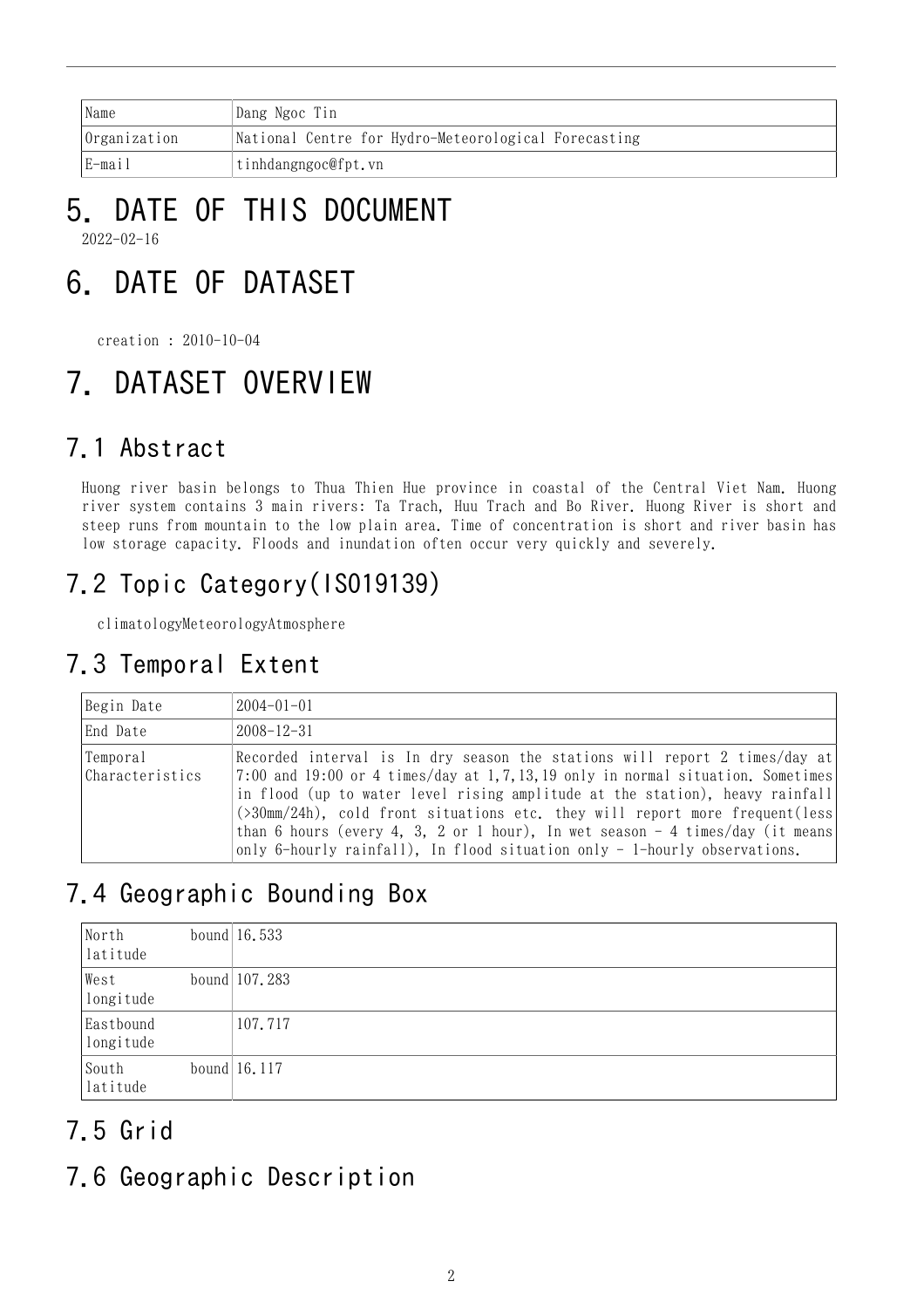| Name | Dang Ngoc Tin |
|---|---|
| Organization | National Centre for Hydro-Meteorological Forecasting |
| E-mail | tinhdangngoc@fpt.vn |

# 5. DATE OF THIS DOCUMENT

2022-02-16

# 6. DATE OF DATASET

creation : 2010-10-04

# 7. DATASET OVERVIEW

## 7.1 Abstract

Huong river basin belongs to Thua Thien Hue province in coastal of the Central Viet Nam. Huong river system contains 3 main rivers: Ta Trach, Huu Trach and Bo River. Huong River is short and steep runs from mountain to the low plain area. Time of concentration is short and river basin has low storage capacity. Floods and inundation often occur very quickly and severely.

## 7.2 Topic Category(ISO19139)

climatologyMeteorologyAtmosphere

## 7.3 Temporal Extent

| Begin Date | 2004-01-01 |
|---|---|
| End Date | 2008-12-31 |
| Temporal Characteristics | Recorded interval is In dry season the stations will report 2 times/day at 7:00 and 19:00 or 4 times/day at 1,7,13,19 only in normal situation. Sometimes in flood (up to water level rising amplitude at the station), heavy rainfall (>30mm/24h), cold front situations etc. they will report more frequent(less than 6 hours (every 4, 3, 2 or 1 hour), In wet season - 4 times/day (it means only 6-hourly rainfall), In flood situation only - 1-hourly observations. |

## 7.4 Geographic Bounding Box

| North bound latitude | 16.533 |
|---|---|
| West bound longitude | 107.283 |
| Eastbound longitude | 107.717 |
| South bound latitude | 16.117 |

## 7.5 Grid

## 7.6 Geographic Description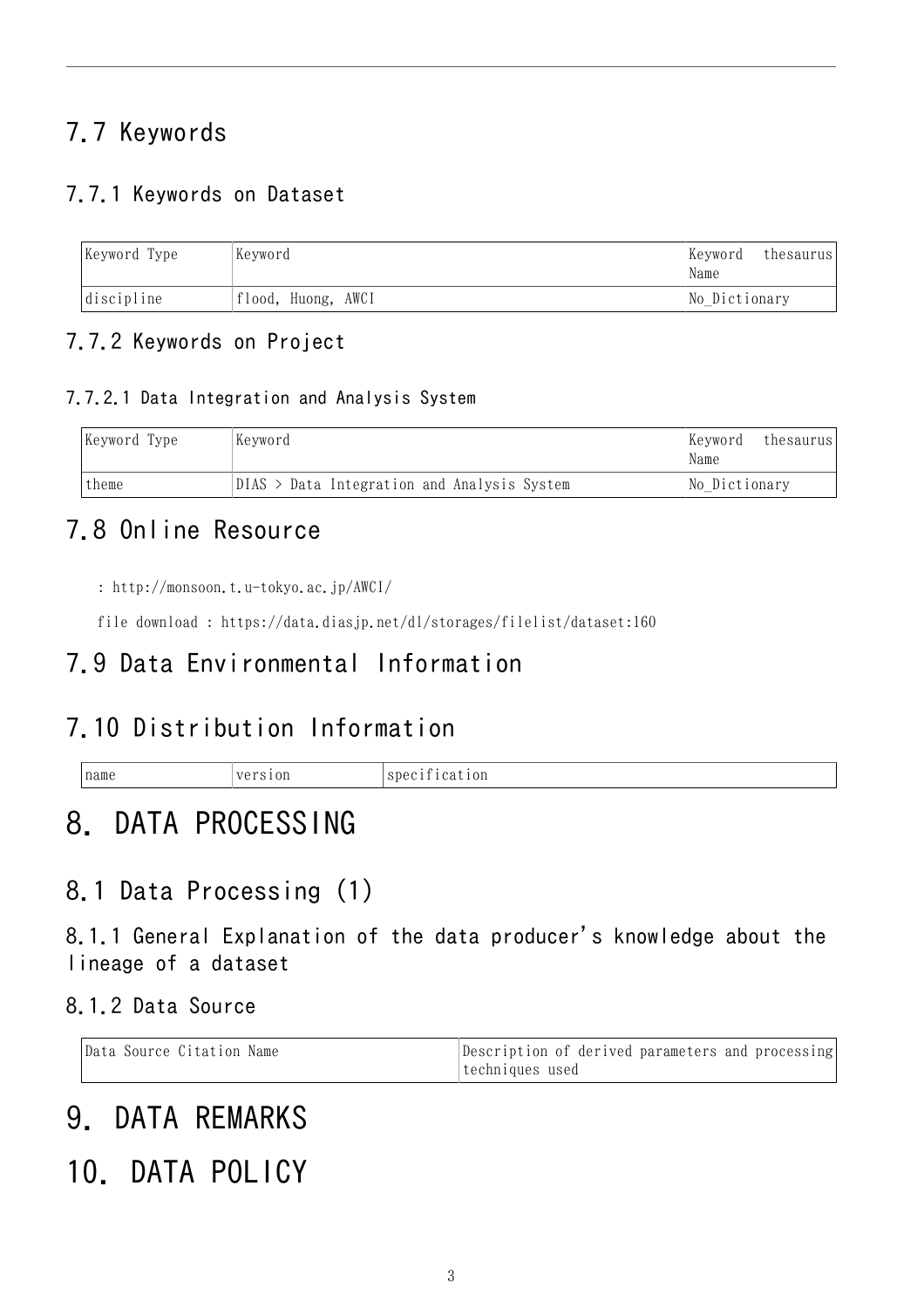## 7.7 Keywords

### 7.7.1 Keywords on Dataset

| Keyword Type | Keyword | Keyword thesaurus Name |
| --- | --- | --- |
| discipline | flood, Huong, AWCI | No_Dictionary |

### 7.7.2 Keywords on Project

#### 7.7.2.1 Data Integration and Analysis System

| Keyword Type | Keyword | Keyword thesaurus Name |
| --- | --- | --- |
| theme | DIAS > Data Integration and Analysis System | No_Dictionary |

## 7.8 Online Resource

: http://monsoon.t.u-tokyo.ac.jp/AWCI/

file download : https://data.diasjp.net/dl/storages/filelist/dataset:160

## 7.9 Data Environmental Information

## 7.10 Distribution Information

| name | version | specification |
| --- | --- | --- |

# 8. DATA PROCESSING

## 8.1 Data Processing (1)

### 8.1.1 General Explanation of the data producer's knowledge about the lineage of a dataset

### 8.1.2 Data Source

| Data Source Citation Name | Description of derived parameters and processing techniques used |
| --- | --- |

# 9. DATA REMARKS

# 10. DATA POLICY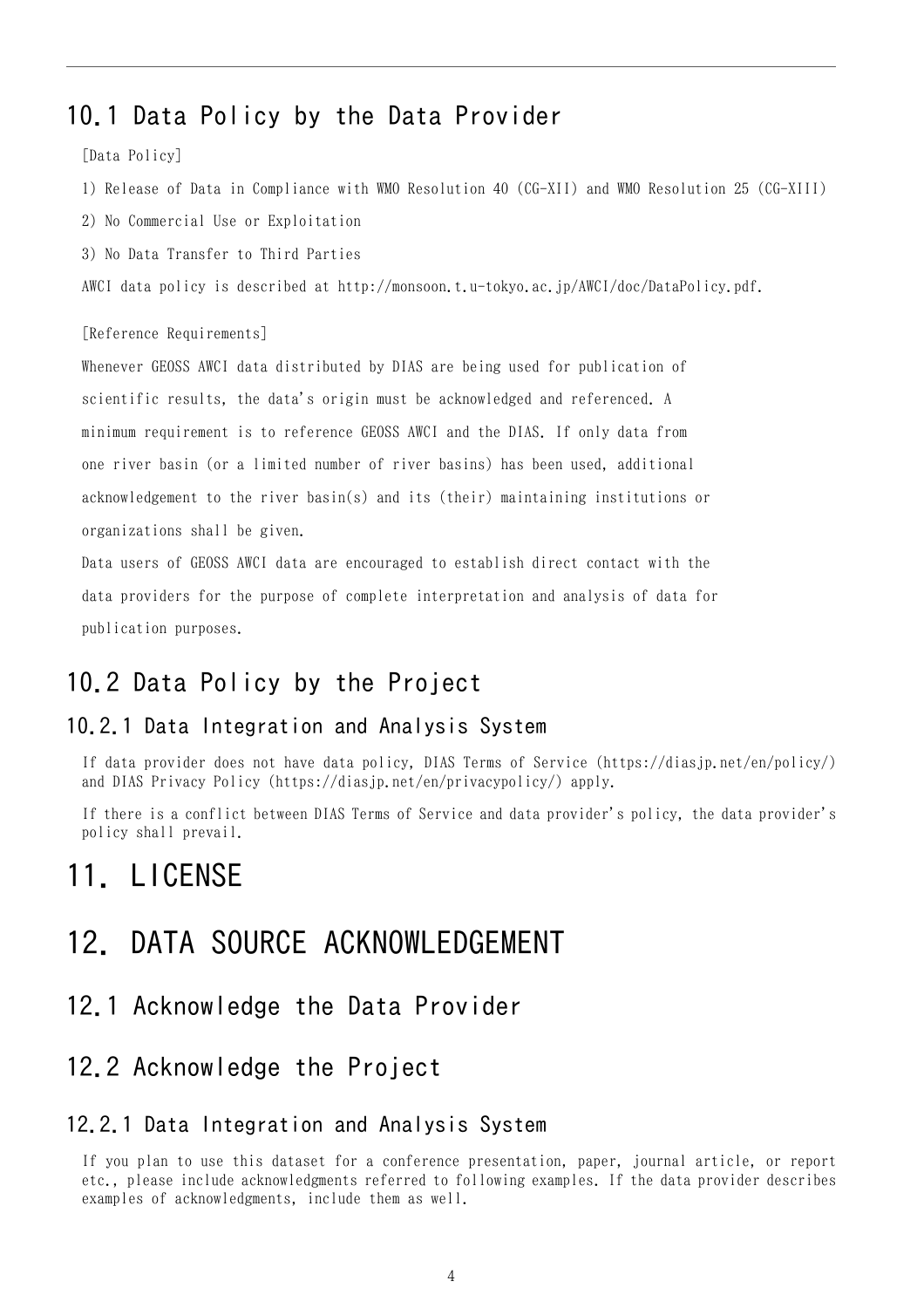## 10.1 Data Policy by the Data Provider

[Data Policy]

1) Release of Data in Compliance with WMO Resolution 40 (CG-XII) and WMO Resolution 25 (CG-XIII)

2) No Commercial Use or Exploitation

3) No Data Transfer to Third Parties

AWCI data policy is described at http://monsoon.t.u-tokyo.ac.jp/AWCI/doc/DataPolicy.pdf.

[Reference Requirements]

Whenever GEOSS AWCI data distributed by DIAS are being used for publication of scientific results, the data's origin must be acknowledged and referenced. A minimum requirement is to reference GEOSS AWCI and the DIAS. If only data from one river basin (or a limited number of river basins) has been used, additional acknowledgement to the river basin(s) and its (their) maintaining institutions or organizations shall be given.

Data users of GEOSS AWCI data are encouraged to establish direct contact with the data providers for the purpose of complete interpretation and analysis of data for publication purposes.

## 10.2 Data Policy by the Project

### 10.2.1 Data Integration and Analysis System

If data provider does not have data policy, DIAS Terms of Service (https://diasjp.net/en/policy/) and DIAS Privacy Policy (https://diasjp.net/en/privacypolicy/) apply.

If there is a conflict between DIAS Terms of Service and data provider's policy, the data provider's policy shall prevail.

# 11. LICENSE

# 12. DATA SOURCE ACKNOWLEDGEMENT

## 12.1 Acknowledge the Data Provider

## 12.2 Acknowledge the Project

### 12.2.1 Data Integration and Analysis System

If you plan to use this dataset for a conference presentation, paper, journal article, or report etc., please include acknowledgments referred to following examples. If the data provider describes examples of acknowledgments, include them as well.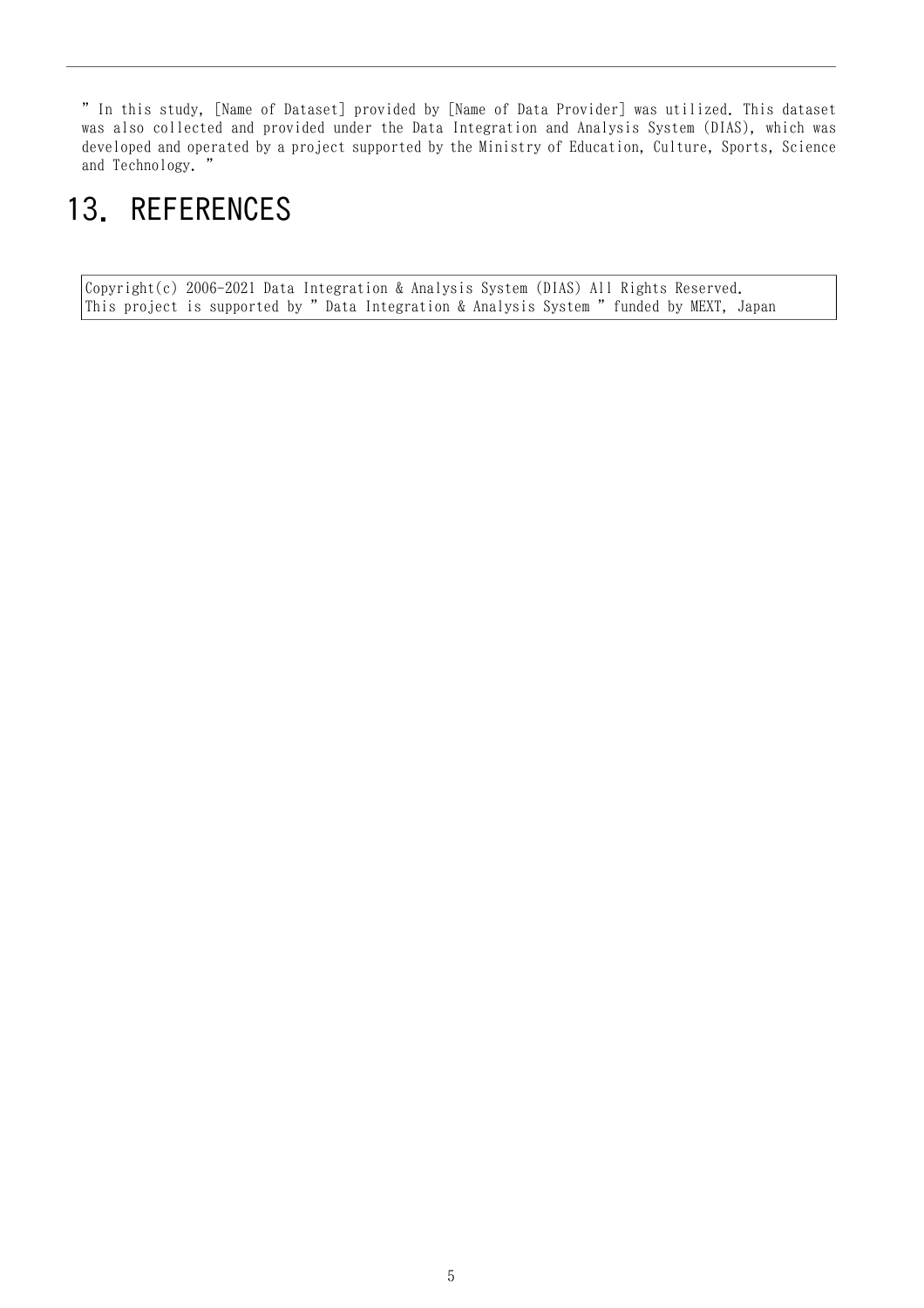" In this study, [Name of Dataset] provided by [Name of Data Provider] was utilized. This dataset was also collected and provided under the Data Integration and Analysis System (DIAS), which was developed and operated by a project supported by the Ministry of Education, Culture, Sports, Science and Technology. "

# 13. REFERENCES

Copyright(c) 2006-2021 Data Integration & Analysis System (DIAS) All Rights Reserved.
This project is supported by " Data Integration & Analysis System " funded by MEXT, Japan